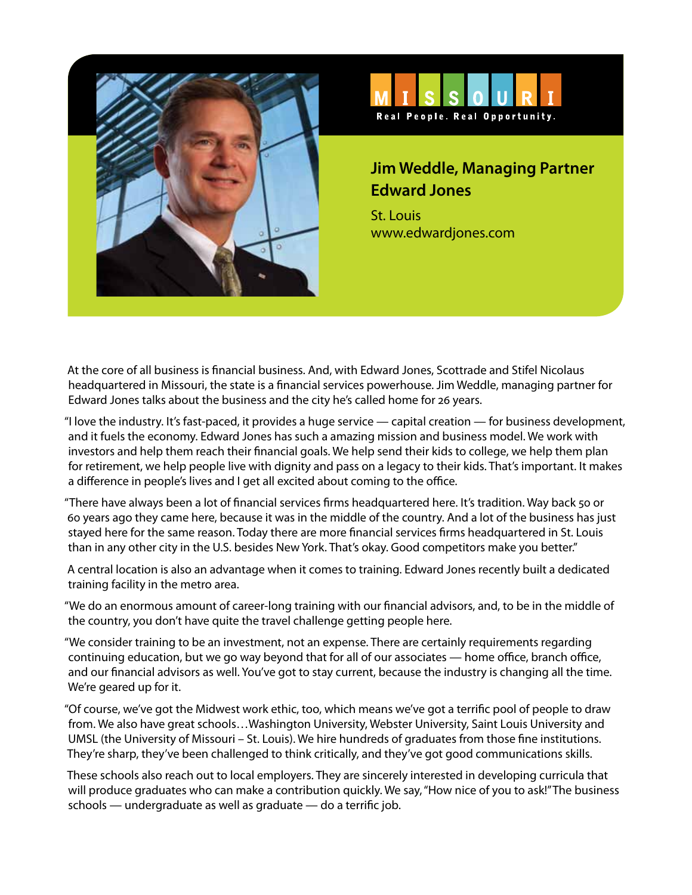MISSOURI

Real People. Real Opportunity.

## Jim Weddle, Managing Partner
## Edward Jones

St. Louis
www.edwardjones.com

At the core of all business is financial business. And, with Edward Jones, Scottrade and Stifel Nicolaus headquartered in Missouri, the state is a financial services powerhouse. Jim Weddle, managing partner for Edward Jones talks about the business and the city he's called home for 26 years.

"I love the industry. It's fast-paced, it provides a huge service — capital creation — for business development, and it fuels the economy. Edward Jones has such a amazing mission and business model. We work with investors and help them reach their financial goals. We help send their kids to college, we help them plan for retirement, we help people live with dignity and pass on a legacy to their kids. That's important. It makes a difference in people's lives and I get all excited about coming to the office.

"There have always been a lot of financial services firms headquartered here. It's tradition. Way back 50 or 60 years ago they came here, because it was in the middle of the country. And a lot of the business has just stayed here for the same reason. Today there are more financial services firms headquartered in St. Louis than in any other city in the U.S. besides New York. That's okay. Good competitors make you better."

A central location is also an advantage when it comes to training. Edward Jones recently built a dedicated training facility in the metro area.

"We do an enormous amount of career-long training with our financial advisors, and, to be in the middle of the country, you don't have quite the travel challenge getting people here.

"We consider training to be an investment, not an expense. There are certainly requirements regarding continuing education, but we go way beyond that for all of our associates — home office, branch office, and our financial advisors as well. You've got to stay current, because the industry is changing all the time. We're geared up for it.

"Of course, we've got the Midwest work ethic, too, which means we've got a terrific pool of people to draw from. We also have great schools…Washington University, Webster University, Saint Louis University and UMSL (the University of Missouri – St. Louis). We hire hundreds of graduates from those fine institutions. They're sharp, they've been challenged to think critically, and they've got good communications skills.

These schools also reach out to local employers. They are sincerely interested in developing curricula that will produce graduates who can make a contribution quickly. We say, "How nice of you to ask!" The business schools — undergraduate as well as graduate — do a terrific job.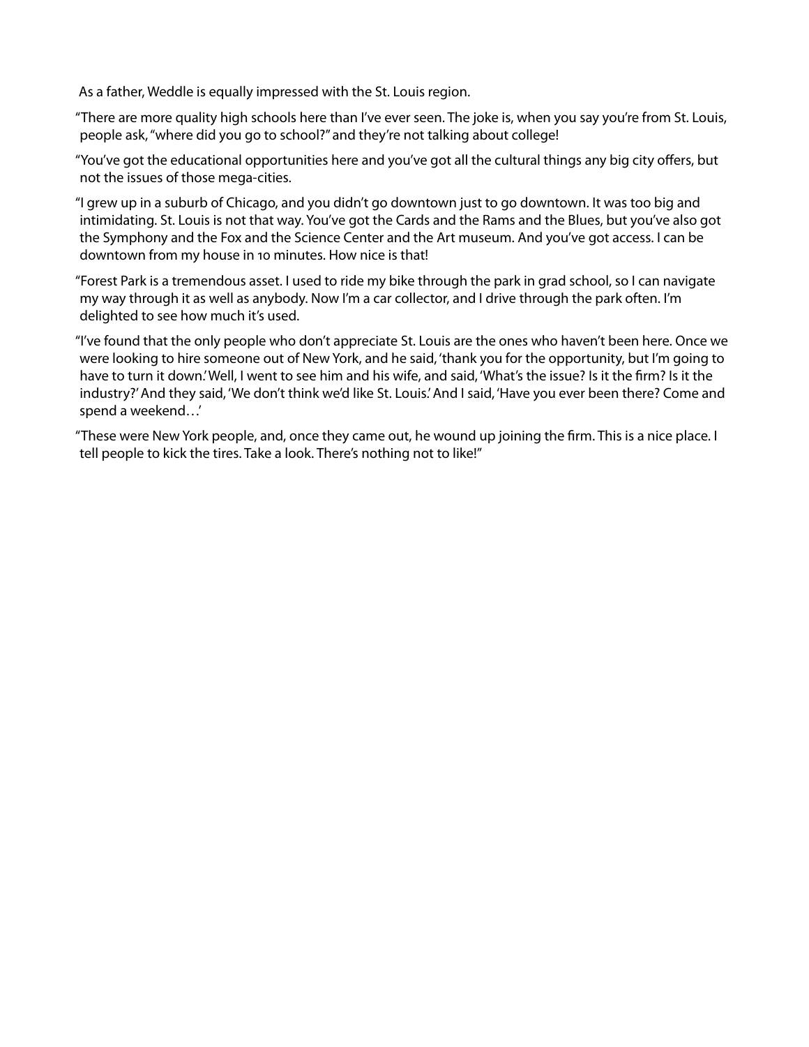As a father, Weddle is equally impressed with the St. Louis region.

"There are more quality high schools here than I've ever seen. The joke is, when you say you're from St. Louis, people ask, "where did you go to school?" and they're not talking about college!

"You've got the educational opportunities here and you've got all the cultural things any big city offers, but not the issues of those mega-cities.

"I grew up in a suburb of Chicago, and you didn't go downtown just to go downtown. It was too big and intimidating. St. Louis is not that way. You've got the Cards and the Rams and the Blues, but you've also got the Symphony and the Fox and the Science Center and the Art museum. And you've got access. I can be downtown from my house in 10 minutes. How nice is that!

"Forest Park is a tremendous asset. I used to ride my bike through the park in grad school, so I can navigate my way through it as well as anybody. Now I'm a car collector, and I drive through the park often. I'm delighted to see how much it's used.

"I've found that the only people who don't appreciate St. Louis are the ones who haven't been here. Once we were looking to hire someone out of New York, and he said, 'thank you for the opportunity, but I'm going to have to turn it down.' Well, I went to see him and his wife, and said, 'What's the issue? Is it the firm? Is it the industry?' And they said, 'We don't think we'd like St. Louis.' And I said, 'Have you ever been there? Come and spend a weekend…'

"These were New York people, and, once they came out, he wound up joining the firm. This is a nice place. I tell people to kick the tires. Take a look. There's nothing not to like!"